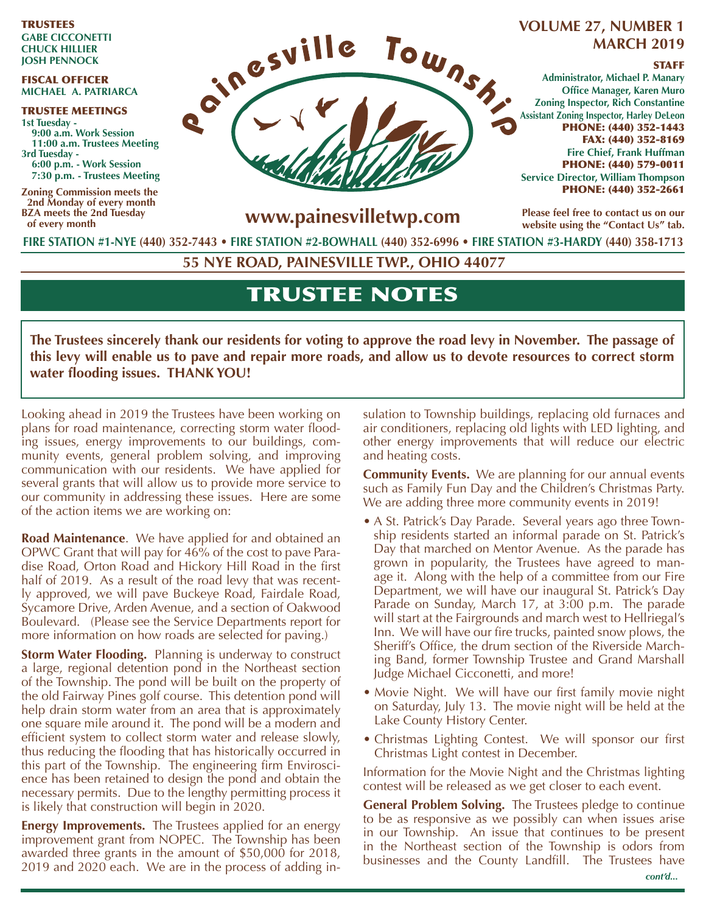**TRUSTEES**
**GABE CICCONETTI**
**CHUCK HILLIER**
**JOSH PENNOCK**

**FISCAL OFFICER**
**MICHAEL A. PATRIARCA**

**TRUSTEE MEETINGS**
**1st Tuesday -**
**9:00 a.m. Work Session**
**11:00 a.m. Trustees Meeting**
**3rd Tuesday -**
**6:00 p.m. - Work Session**
**7:30 p.m. - Trustees Meeting**

**Zoning Commission meets the 2nd Monday of every month**
**BZA meets the 2nd Tuesday of every month**

# Painesville Township

**www.painesvilletwp.com**

**VOLUME 27, NUMBER 1**
**MARCH 2019**

**STAFF**
**Administrator, Michael P. Manary**
**Office Manager, Karen Muro**
**Zoning Inspector, Rich Constantine**
**Assistant Zoning Inspector, Harley DeLeon**
**PHONE: (440) 352-1443**
**FAX: (440) 352-8169**
**Fire Chief, Frank Huffman**
**PHONE: (440) 579-0011**
**Service Director, William Thompson**
**PHONE: (440) 352-2661**

**Please feel free to contact us on our website using the "Contact Us" tab.**

**FIRE STATION #1-NYE (440) 352-7443 • FIRE STATION #2-BOWHALL (440) 352-6996 • FIRE STATION #3-HARDY (440) 358-1713**

**55 NYE ROAD, PAINESVILLE TWP., OHIO 44077**

## TRUSTEE NOTES

**The Trustees sincerely thank our residents for voting to approve the road levy in November. The passage of this levy will enable us to pave and repair more roads, and allow us to devote resources to correct storm water flooding issues. THANK YOU!**

Looking ahead in 2019 the Trustees have been working on plans for road maintenance, correcting storm water flooding issues, energy improvements to our buildings, community events, general problem solving, and improving communication with our residents. We have applied for several grants that will allow us to provide more service to our community in addressing these issues. Here are some of the action items we are working on:

**Road Maintenance**. We have applied for and obtained an OPWC Grant that will pay for 46% of the cost to pave Paradise Road, Orton Road and Hickory Hill Road in the first half of 2019. As a result of the road levy that was recently approved, we will pave Buckeye Road, Fairdale Road, Sycamore Drive, Arden Avenue, and a section of Oakwood Boulevard. (Please see the Service Departments report for more information on how roads are selected for paving.)

**Storm Water Flooding.** Planning is underway to construct a large, regional detention pond in the Northeast section of the Township. The pond will be built on the property of the old Fairway Pines golf course. This detention pond will help drain storm water from an area that is approximately one square mile around it. The pond will be a modern and efficient system to collect storm water and release slowly, thus reducing the flooding that has historically occurred in this part of the Township. The engineering firm Enviroscience has been retained to design the pond and obtain the necessary permits. Due to the lengthy permitting process it is likely that construction will begin in 2020.

**Energy Improvements.** The Trustees applied for an energy improvement grant from NOPEC. The Township has been awarded three grants in the amount of $50,000 for 2018, 2019 and 2020 each. We are in the process of adding insulation to Township buildings, replacing old furnaces and air conditioners, replacing old lights with LED lighting, and other energy improvements that will reduce our electric and heating costs.

**Community Events.** We are planning for our annual events such as Family Fun Day and the Children's Christmas Party. We are adding three more community events in 2019!

- A St. Patrick's Day Parade. Several years ago three Township residents started an informal parade on St. Patrick's Day that marched on Mentor Avenue. As the parade has grown in popularity, the Trustees have agreed to manage it. Along with the help of a committee from our Fire Department, we will have our inaugural St. Patrick's Day Parade on Sunday, March 17, at 3:00 p.m. The parade will start at the Fairgrounds and march west to Hellriegal's Inn. We will have our fire trucks, painted snow plows, the Sheriff's Office, the drum section of the Riverside Marching Band, former Township Trustee and Grand Marshall Judge Michael Cicconetti, and more!
- Movie Night. We will have our first family movie night on Saturday, July 13. The movie night will be held at the Lake County History Center.
- Christmas Lighting Contest. We will sponsor our first Christmas Light contest in December.

Information for the Movie Night and the Christmas lighting contest will be released as we get closer to each event.

**General Problem Solving.** The Trustees pledge to continue to be as responsive as we possibly can when issues arise in our Township. An issue that continues to be present in the Northeast section of the Township is odors from businesses and the County Landfill. The Trustees have

*cont'd...*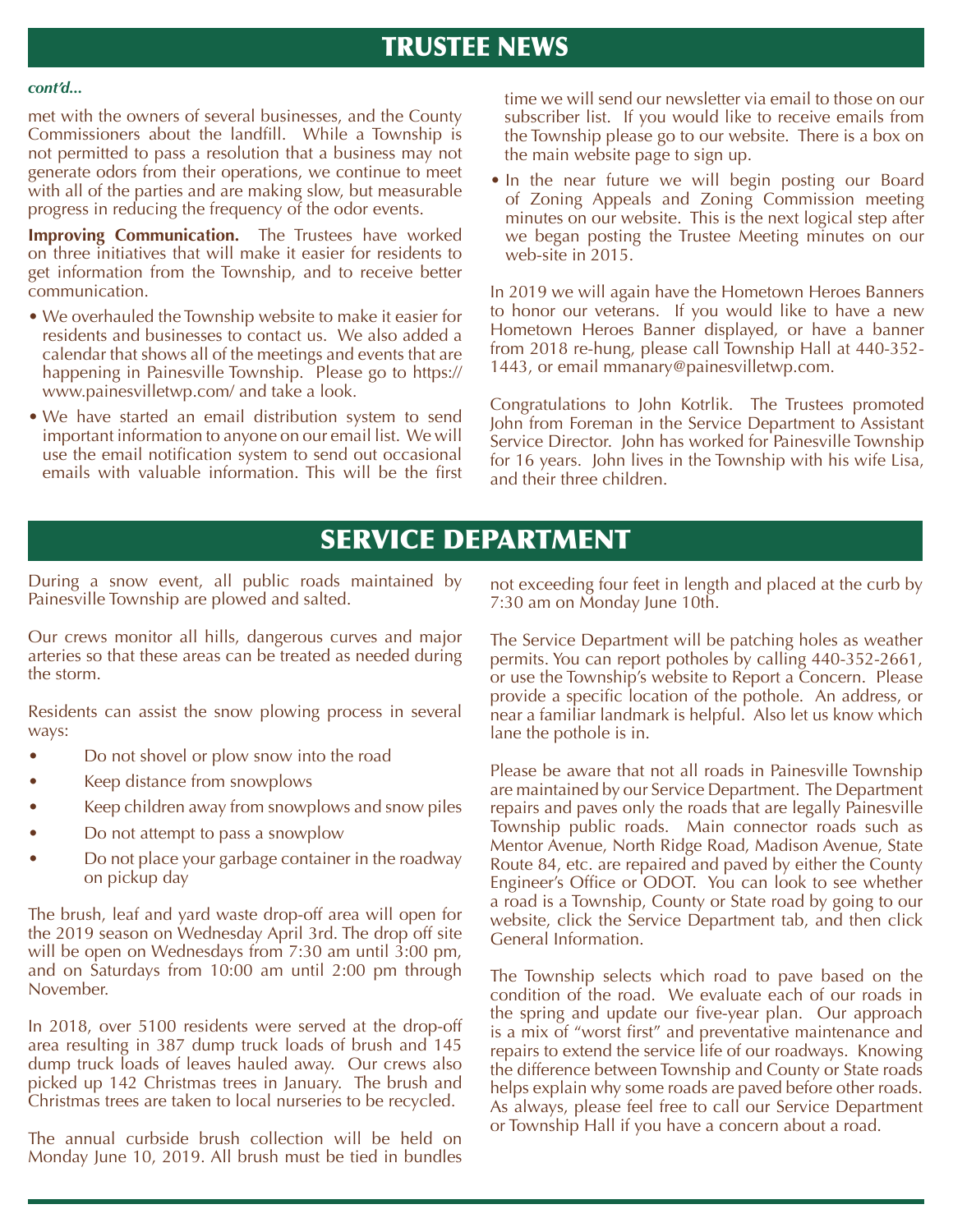# TRUSTEE NEWS

***cont'd...***

met with the owners of several businesses, and the County Commissioners about the landfill. While a Township is not permitted to pass a resolution that a business may not generate odors from their operations, we continue to meet with all of the parties and are making slow, but measurable progress in reducing the frequency of the odor events.

**Improving Communication.** The Trustees have worked on three initiatives that will make it easier for residents to get information from the Township, and to receive better communication.

- We overhauled the Township website to make it easier for residents and businesses to contact us. We also added a calendar that shows all of the meetings and events that are happening in Painesville Township. Please go to https://www.painesvilletwp.com/ and take a look.
- We have started an email distribution system to send important information to anyone on our email list. We will use the email notification system to send out occasional emails with valuable information. This will be the first time we will send our newsletter via email to those on our subscriber list. If you would like to receive emails from the Township please go to our website. There is a box on the main website page to sign up.
- In the near future we will begin posting our Board of Zoning Appeals and Zoning Commission meeting minutes on our website. This is the next logical step after we began posting the Trustee Meeting minutes on our web-site in 2015.

In 2019 we will again have the Hometown Heroes Banners to honor our veterans. If you would like to have a new Hometown Heroes Banner displayed, or have a banner from 2018 re-hung, please call Township Hall at 440-352-1443, or email mmanary@painesvilletwp.com.

Congratulations to John Kotrlik. The Trustees promoted John from Foreman in the Service Department to Assistant Service Director. John has worked for Painesville Township for 16 years. John lives in the Township with his wife Lisa, and their three children.

# SERVICE DEPARTMENT

During a snow event, all public roads maintained by Painesville Township are plowed and salted.

Our crews monitor all hills, dangerous curves and major arteries so that these areas can be treated as needed during the storm.

Residents can assist the snow plowing process in several ways:

- Do not shovel or plow snow into the road
- Keep distance from snowplows
- Keep children away from snowplows and snow piles
- Do not attempt to pass a snowplow
- Do not place your garbage container in the roadway on pickup day

The brush, leaf and yard waste drop-off area will open for the 2019 season on Wednesday April 3rd. The drop off site will be open on Wednesdays from 7:30 am until 3:00 pm, and on Saturdays from 10:00 am until 2:00 pm through November.

In 2018, over 5100 residents were served at the drop-off area resulting in 387 dump truck loads of brush and 145 dump truck loads of leaves hauled away. Our crews also picked up 142 Christmas trees in January. The brush and Christmas trees are taken to local nurseries to be recycled.

The annual curbside brush collection will be held on Monday June 10, 2019. All brush must be tied in bundles not exceeding four feet in length and placed at the curb by 7:30 am on Monday June 10th.

The Service Department will be patching holes as weather permits. You can report potholes by calling 440-352-2661, or use the Township's website to Report a Concern. Please provide a specific location of the pothole. An address, or near a familiar landmark is helpful. Also let us know which lane the pothole is in.

Please be aware that not all roads in Painesville Township are maintained by our Service Department. The Department repairs and paves only the roads that are legally Painesville Township public roads. Main connector roads such as Mentor Avenue, North Ridge Road, Madison Avenue, State Route 84, etc. are repaired and paved by either the County Engineer's Office or ODOT. You can look to see whether a road is a Township, County or State road by going to our website, click the Service Department tab, and then click General Information.

The Township selects which road to pave based on the condition of the road. We evaluate each of our roads in the spring and update our five-year plan. Our approach is a mix of "worst first" and preventative maintenance and repairs to extend the service life of our roadways. Knowing the difference between Township and County or State roads helps explain why some roads are paved before other roads. As always, please feel free to call our Service Department or Township Hall if you have a concern about a road.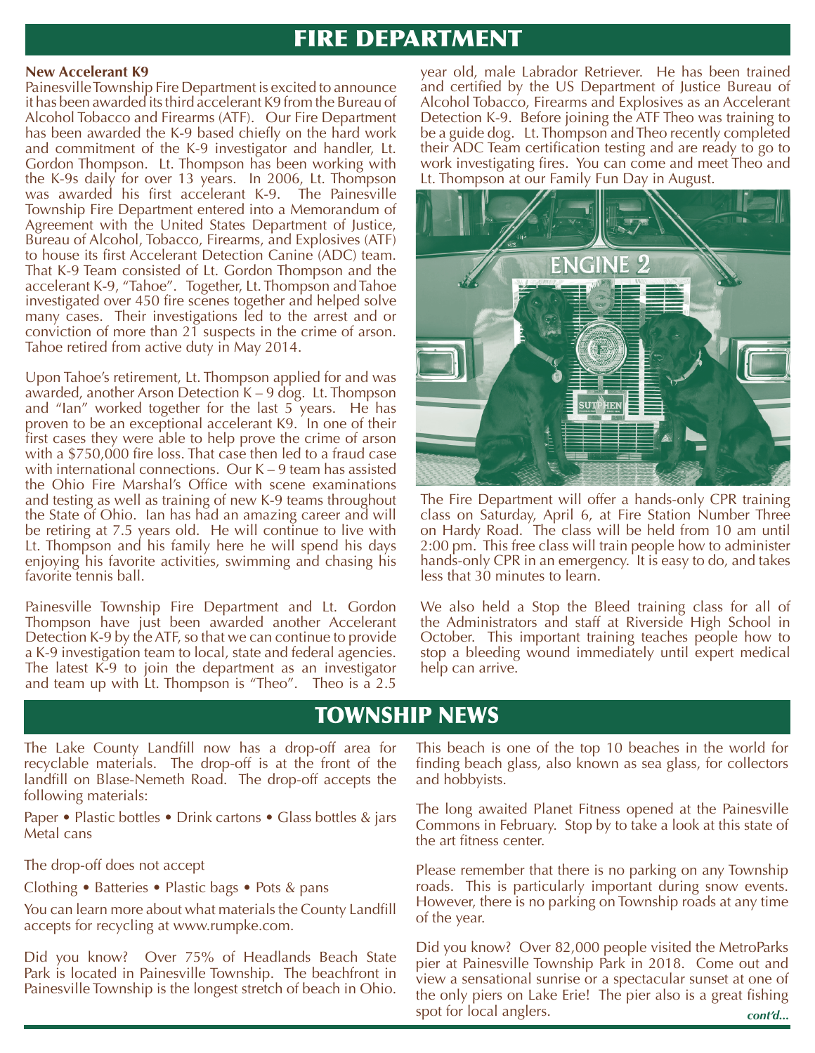# FIRE DEPARTMENT

**New Accelerant K9**

Painesville Township Fire Department is excited to announce it has been awarded its third accelerant K9 from the Bureau of Alcohol Tobacco and Firearms (ATF). Our Fire Department has been awarded the K-9 based chiefly on the hard work and commitment of the K-9 investigator and handler, Lt. Gordon Thompson. Lt. Thompson has been working with the K-9s daily for over 13 years. In 2006, Lt. Thompson was awarded his first accelerant K-9. The Painesville Township Fire Department entered into a Memorandum of Agreement with the United States Department of Justice, Bureau of Alcohol, Tobacco, Firearms, and Explosives (ATF) to house its first Accelerant Detection Canine (ADC) team. That K-9 Team consisted of Lt. Gordon Thompson and the accelerant K-9, "Tahoe". Together, Lt. Thompson and Tahoe investigated over 450 fire scenes together and helped solve many cases. Their investigations led to the arrest and or conviction of more than 21 suspects in the crime of arson. Tahoe retired from active duty in May 2014.

Upon Tahoe's retirement, Lt. Thompson applied for and was awarded, another Arson Detection K – 9 dog. Lt. Thompson and "Ian" worked together for the last 5 years. He has proven to be an exceptional accelerant K9. In one of their first cases they were able to help prove the crime of arson with a $750,000 fire loss. That case then led to a fraud case with international connections. Our K – 9 team has assisted the Ohio Fire Marshal's Office with scene examinations and testing as well as training of new K-9 teams throughout the State of Ohio. Ian has had an amazing career and will be retiring at 7.5 years old. He will continue to live with Lt. Thompson and his family here he will spend his days enjoying his favorite activities, swimming and chasing his favorite tennis ball.

Painesville Township Fire Department and Lt. Gordon Thompson have just been awarded another Accelerant Detection K-9 by the ATF, so that we can continue to provide a K-9 investigation team to local, state and federal agencies. The latest K-9 to join the department as an investigator and team up with Lt. Thompson is "Theo". Theo is a 2.5 year old, male Labrador Retriever. He has been trained and certified by the US Department of Justice Bureau of Alcohol Tobacco, Firearms and Explosives as an Accelerant Detection K-9. Before joining the ATF Theo was training to be a guide dog. Lt. Thompson and Theo recently completed their ADC Team certification testing and are ready to go to work investigating fires. You can come and meet Theo and Lt. Thompson at our Family Fun Day in August.

The Fire Department will offer a hands-only CPR training class on Saturday, April 6, at Fire Station Number Three on Hardy Road. The class will be held from 10 am until 2:00 pm. This free class will train people how to administer hands-only CPR in an emergency. It is easy to do, and takes less that 30 minutes to learn.

We also held a Stop the Bleed training class for all of the Administrators and staff at Riverside High School in October. This important training teaches people how to stop a bleeding wound immediately until expert medical help can arrive.

# TOWNSHIP NEWS

The Lake County Landfill now has a drop-off area for recyclable materials. The drop-off is at the front of the landfill on Blase-Nemeth Road. The drop-off accepts the following materials:

Paper • Plastic bottles • Drink cartons • Glass bottles & jars Metal cans

The drop-off does not accept

Clothing • Batteries • Plastic bags • Pots & pans

You can learn more about what materials the County Landfill accepts for recycling at www.rumpke.com.

Did you know? Over 75% of Headlands Beach State Park is located in Painesville Township. The beachfront in Painesville Township is the longest stretch of beach in Ohio. This beach is one of the top 10 beaches in the world for finding beach glass, also known as sea glass, for collectors and hobbyists.

The long awaited Planet Fitness opened at the Painesville Commons in February. Stop by to take a look at this state of the art fitness center.

Please remember that there is no parking on any Township roads. This is particularly important during snow events. However, there is no parking on Township roads at any time of the year.

Did you know? Over 82,000 people visited the MetroParks pier at Painesville Township Park in 2018. Come out and view a sensational sunrise or a spectacular sunset at one of the only piers on Lake Erie! The pier also is a great fishing spot for local anglers.

***cont'd...***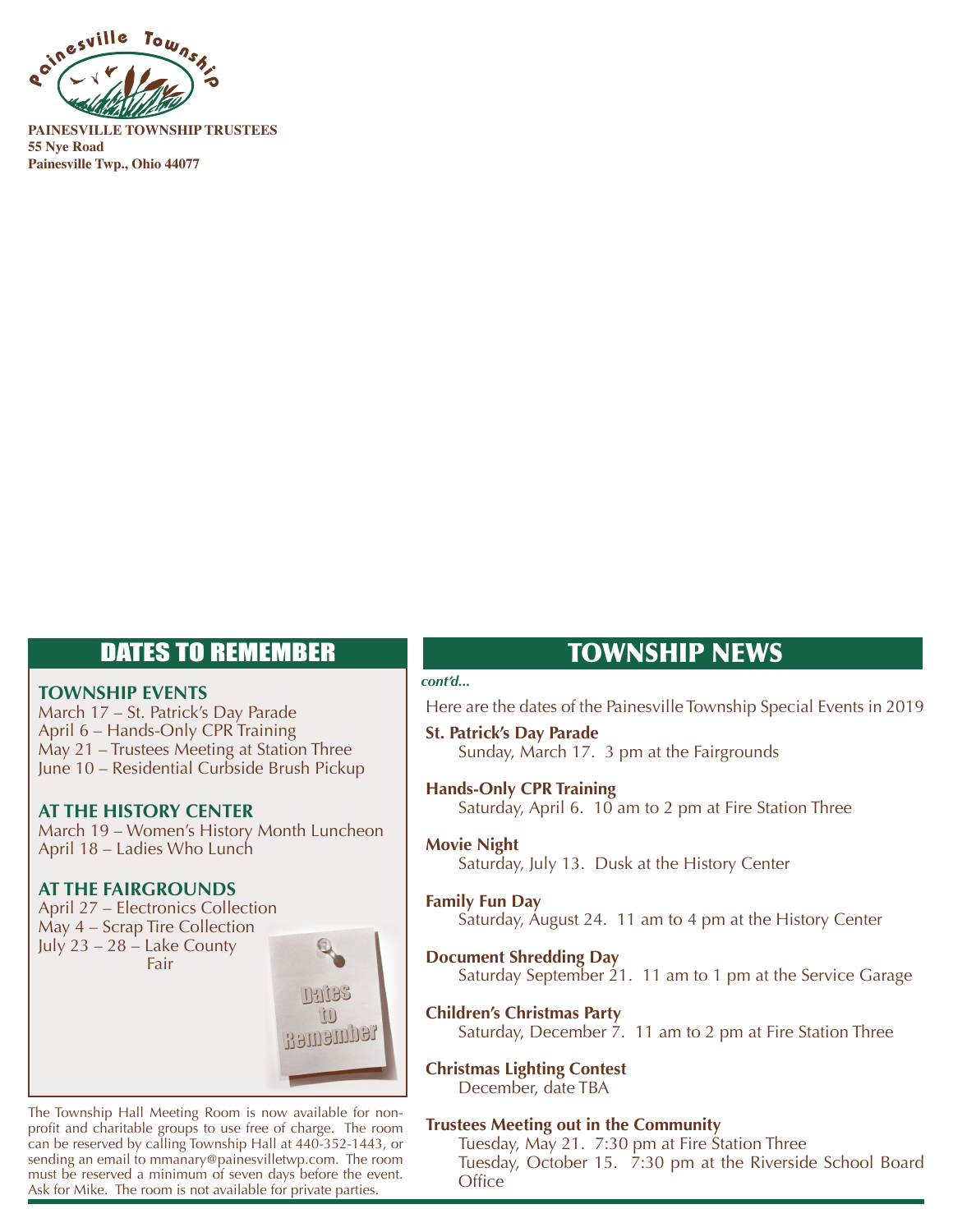Painesville Township

**PAINESVILLE TOWNSHIP TRUSTEES**
**55 Nye Road**
**Painesville Twp., Ohio 44077**

## DATES TO REMEMBER

### TOWNSHIP EVENTS

March 17 – St. Patrick's Day Parade
April 6 – Hands-Only CPR Training
May 21 – Trustees Meeting at Station Three
June 10 – Residential Curbside Brush Pickup

### AT THE HISTORY CENTER

March 19 – Women's History Month Luncheon
April 18 – Ladies Who Lunch

### AT THE FAIRGROUNDS

April 27 – Electronics Collection
May 4 – Scrap Tire Collection
July 23 – 28 – Lake County Fair

Dates to Remember

The Township Hall Meeting Room is now available for non-profit and charitable groups to use free of charge. The room can be reserved by calling Township Hall at 440-352-1443, or sending an email to mmanary@painesvilletwp.com. The room must be reserved a minimum of seven days before the event. Ask for Mike. The room is not available for private parties.

## TOWNSHIP NEWS

***cont'd...***

Here are the dates of the Painesville Township Special Events in 2019

**St. Patrick's Day Parade**
Sunday, March 17. 3 pm at the Fairgrounds

**Hands-Only CPR Training**
Saturday, April 6. 10 am to 2 pm at Fire Station Three

**Movie Night**
Saturday, July 13. Dusk at the History Center

**Family Fun Day**
Saturday, August 24. 11 am to 4 pm at the History Center

**Document Shredding Day**
Saturday September 21. 11 am to 1 pm at the Service Garage

**Children's Christmas Party**
Saturday, December 7. 11 am to 2 pm at Fire Station Three

**Christmas Lighting Contest**
December, date TBA

**Trustees Meeting out in the Community**
Tuesday, May 21. 7:30 pm at Fire Station Three
Tuesday, October 15. 7:30 pm at the Riverside School Board Office